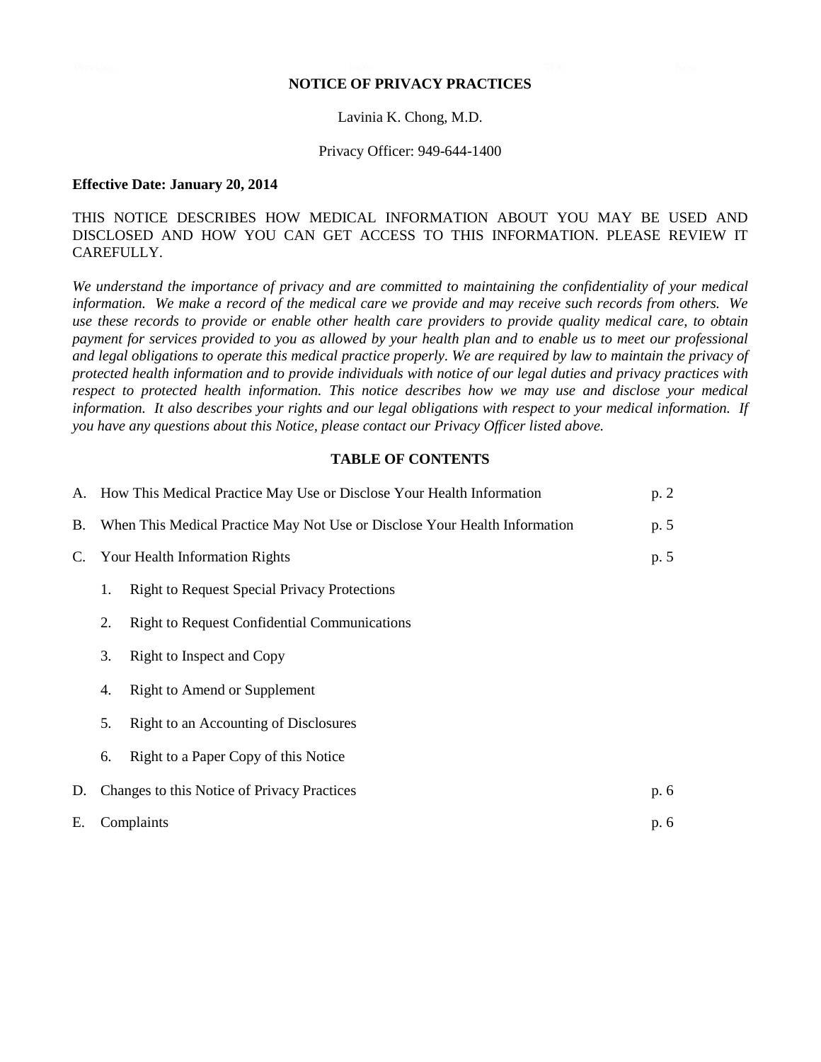# NOTICE OF PRIVACY PRACTICES

Lavinia K. Chong, M.D.

Privacy Officer: 949-644-1400

**Effective Date: January 20, 2014**

THIS NOTICE DESCRIBES HOW MEDICAL INFORMATION ABOUT YOU MAY BE USED AND DISCLOSED AND HOW YOU CAN GET ACCESS TO THIS INFORMATION. PLEASE REVIEW IT CAREFULLY.

*We understand the importance of privacy and are committed to maintaining the confidentiality of your medical information. We make a record of the medical care we provide and may receive such records from others. We use these records to provide or enable other health care providers to provide quality medical care, to obtain payment for services provided to you as allowed by your health plan and to enable us to meet our professional and legal obligations to operate this medical practice properly. We are required by law to maintain the privacy of protected health information and to provide individuals with notice of our legal duties and privacy practices with respect to protected health information. This notice describes how we may use and disclose your medical information. It also describes your rights and our legal obligations with respect to your medical information. If you have any questions about this Notice, please contact our Privacy Officer listed above.*

## TABLE OF CONTENTS

A. How This Medical Practice May Use or Disclose Your Health Information — p. 2

B. When This Medical Practice May Not Use or Disclose Your Health Information — p. 5

C. Your Health Information Rights — p. 5

1. Right to Request Special Privacy Protections
2. Right to Request Confidential Communications
3. Right to Inspect and Copy
4. Right to Amend or Supplement
5. Right to an Accounting of Disclosures
6. Right to a Paper Copy of this Notice

D. Changes to this Notice of Privacy Practices — p. 6

E. Complaints — p. 6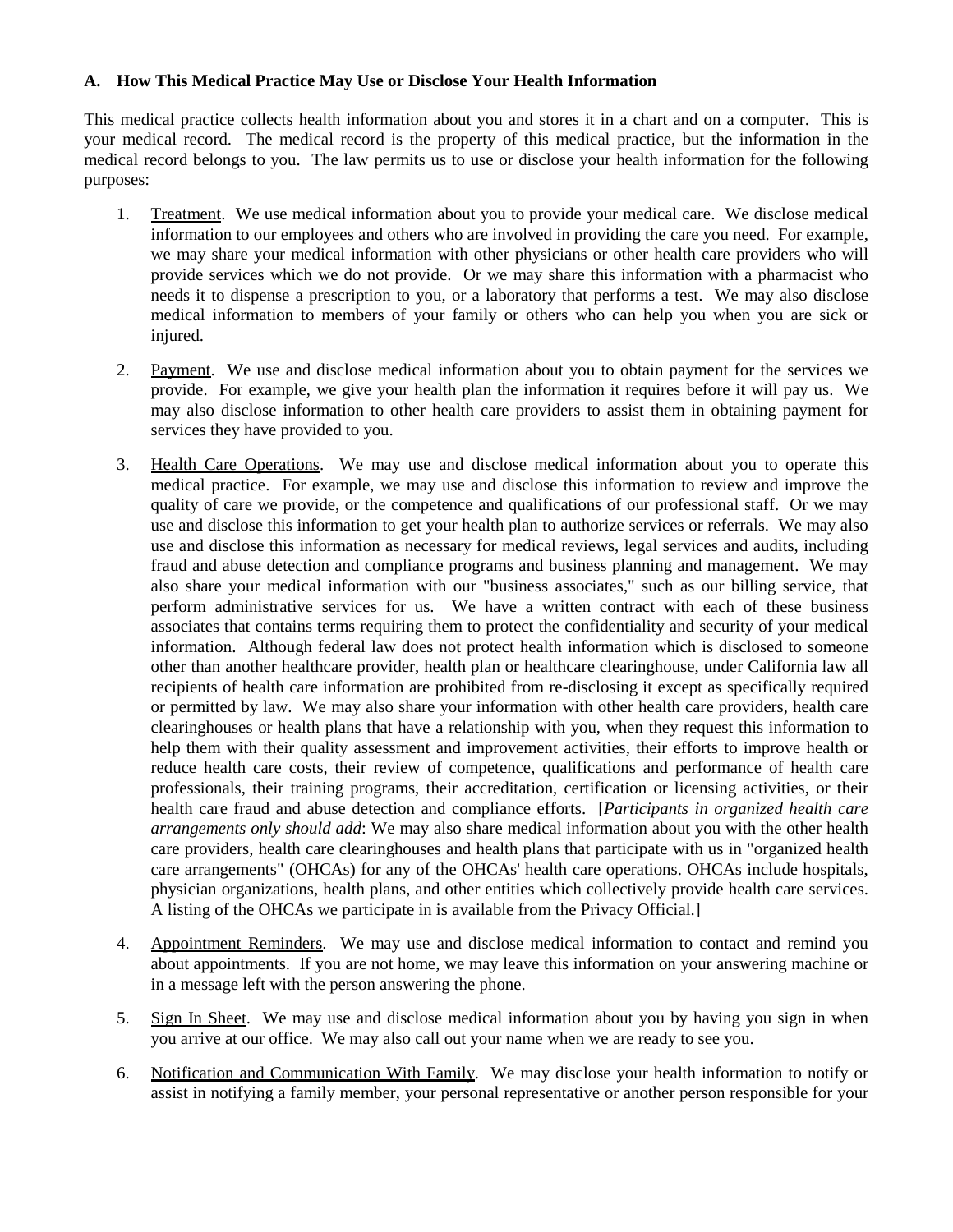### A. How This Medical Practice May Use or Disclose Your Health Information

This medical practice collects health information about you and stores it in a chart and on a computer. This is your medical record. The medical record is the property of this medical practice, but the information in the medical record belongs to you. The law permits us to use or disclose your health information for the following purposes:

1. Treatment. We use medical information about you to provide your medical care. We disclose medical information to our employees and others who are involved in providing the care you need. For example, we may share your medical information with other physicians or other health care providers who will provide services which we do not provide. Or we may share this information with a pharmacist who needs it to dispense a prescription to you, or a laboratory that performs a test. We may also disclose medical information to members of your family or others who can help you when you are sick or injured.

2. Payment. We use and disclose medical information about you to obtain payment for the services we provide. For example, we give your health plan the information it requires before it will pay us. We may also disclose information to other health care providers to assist them in obtaining payment for services they have provided to you.

3. Health Care Operations. We may use and disclose medical information about you to operate this medical practice. For example, we may use and disclose this information to review and improve the quality of care we provide, or the competence and qualifications of our professional staff. Or we may use and disclose this information to get your health plan to authorize services or referrals. We may also use and disclose this information as necessary for medical reviews, legal services and audits, including fraud and abuse detection and compliance programs and business planning and management. We may also share your medical information with our "business associates," such as our billing service, that perform administrative services for us. We have a written contract with each of these business associates that contains terms requiring them to protect the confidentiality and security of your medical information. Although federal law does not protect health information which is disclosed to someone other than another healthcare provider, health plan or healthcare clearinghouse, under California law all recipients of health care information are prohibited from re-disclosing it except as specifically required or permitted by law. We may also share your information with other health care providers, health care clearinghouses or health plans that have a relationship with you, when they request this information to help them with their quality assessment and improvement activities, their efforts to improve health or reduce health care costs, their review of competence, qualifications and performance of health care professionals, their training programs, their accreditation, certification or licensing activities, or their health care fraud and abuse detection and compliance efforts. [*Participants in organized health care arrangements only should add*: We may also share medical information about you with the other health care providers, health care clearinghouses and health plans that participate with us in "organized health care arrangements" (OHCAs) for any of the OHCAs' health care operations. OHCAs include hospitals, physician organizations, health plans, and other entities which collectively provide health care services. A listing of the OHCAs we participate in is available from the Privacy Official.]

4. Appointment Reminders. We may use and disclose medical information to contact and remind you about appointments. If you are not home, we may leave this information on your answering machine or in a message left with the person answering the phone.

5. Sign In Sheet. We may use and disclose medical information about you by having you sign in when you arrive at our office. We may also call out your name when we are ready to see you.

6. Notification and Communication With Family. We may disclose your health information to notify or assist in notifying a family member, your personal representative or another person responsible for your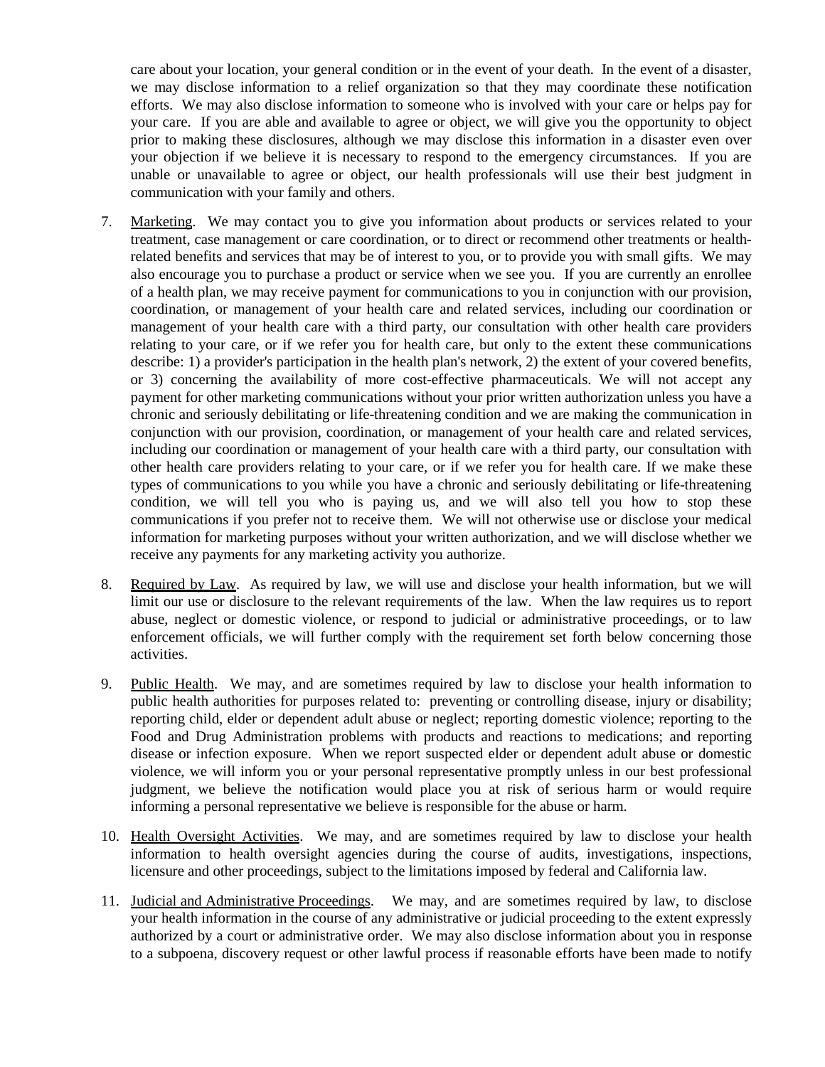care about your location, your general condition or in the event of your death. In the event of a disaster, we may disclose information to a relief organization so that they may coordinate these notification efforts. We may also disclose information to someone who is involved with your care or helps pay for your care. If you are able and available to agree or object, we will give you the opportunity to object prior to making these disclosures, although we may disclose this information in a disaster even over your objection if we believe it is necessary to respond to the emergency circumstances. If you are unable or unavailable to agree or object, our health professionals will use their best judgment in communication with your family and others.

7. Marketing. We may contact you to give you information about products or services related to your treatment, case management or care coordination, or to direct or recommend other treatments or health-related benefits and services that may be of interest to you, or to provide you with small gifts. We may also encourage you to purchase a product or service when we see you. If you are currently an enrollee of a health plan, we may receive payment for communications to you in conjunction with our provision, coordination, or management of your health care and related services, including our coordination or management of your health care with a third party, our consultation with other health care providers relating to your care, or if we refer you for health care, but only to the extent these communications describe: 1) a provider's participation in the health plan's network, 2) the extent of your covered benefits, or 3) concerning the availability of more cost-effective pharmaceuticals. We will not accept any payment for other marketing communications without your prior written authorization unless you have a chronic and seriously debilitating or life-threatening condition and we are making the communication in conjunction with our provision, coordination, or management of your health care and related services, including our coordination or management of your health care with a third party, our consultation with other health care providers relating to your care, or if we refer you for health care. If we make these types of communications to you while you have a chronic and seriously debilitating or life-threatening condition, we will tell you who is paying us, and we will also tell you how to stop these communications if you prefer not to receive them. We will not otherwise use or disclose your medical information for marketing purposes without your written authorization, and we will disclose whether we receive any payments for any marketing activity you authorize.

8. Required by Law. As required by law, we will use and disclose your health information, but we will limit our use or disclosure to the relevant requirements of the law. When the law requires us to report abuse, neglect or domestic violence, or respond to judicial or administrative proceedings, or to law enforcement officials, we will further comply with the requirement set forth below concerning those activities.

9. Public Health. We may, and are sometimes required by law to disclose your health information to public health authorities for purposes related to: preventing or controlling disease, injury or disability; reporting child, elder or dependent adult abuse or neglect; reporting domestic violence; reporting to the Food and Drug Administration problems with products and reactions to medications; and reporting disease or infection exposure. When we report suspected elder or dependent adult abuse or domestic violence, we will inform you or your personal representative promptly unless in our best professional judgment, we believe the notification would place you at risk of serious harm or would require informing a personal representative we believe is responsible for the abuse or harm.

10. Health Oversight Activities. We may, and are sometimes required by law to disclose your health information to health oversight agencies during the course of audits, investigations, inspections, licensure and other proceedings, subject to the limitations imposed by federal and California law.

11. Judicial and Administrative Proceedings. We may, and are sometimes required by law, to disclose your health information in the course of any administrative or judicial proceeding to the extent expressly authorized by a court or administrative order. We may also disclose information about you in response to a subpoena, discovery request or other lawful process if reasonable efforts have been made to notify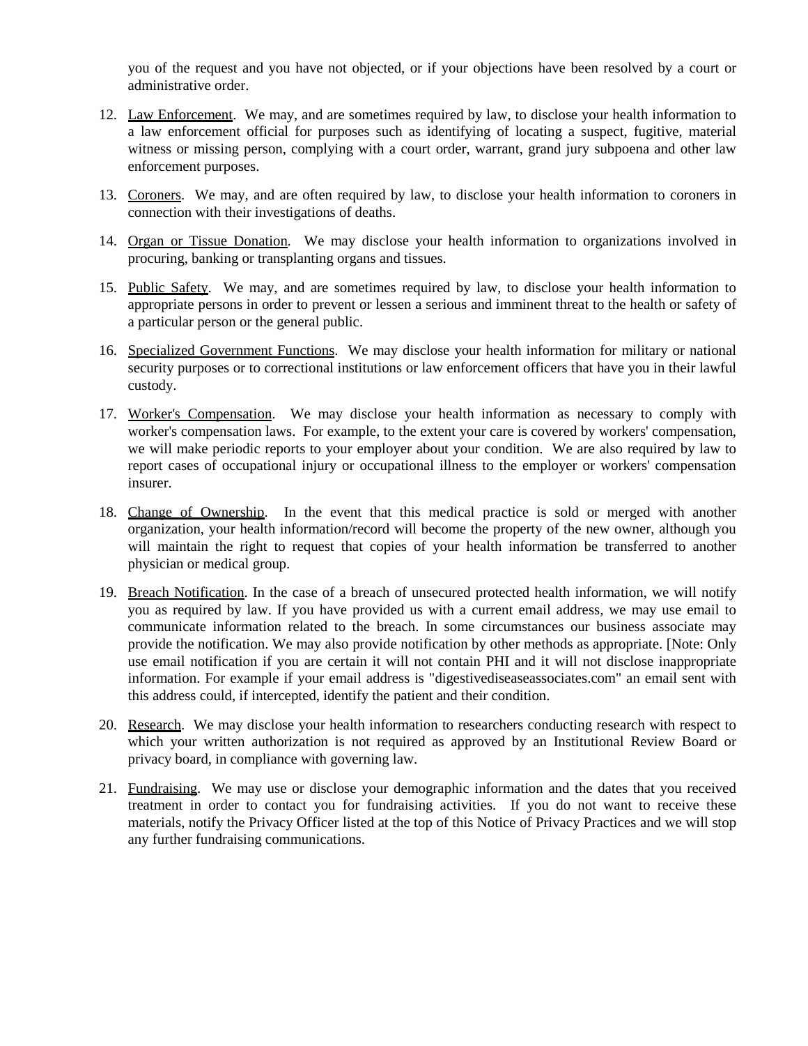you of the request and you have not objected, or if your objections have been resolved by a court or administrative order.

12. Law Enforcement. We may, and are sometimes required by law, to disclose your health information to a law enforcement official for purposes such as identifying of locating a suspect, fugitive, material witness or missing person, complying with a court order, warrant, grand jury subpoena and other law enforcement purposes.

13. Coroners. We may, and are often required by law, to disclose your health information to coroners in connection with their investigations of deaths.

14. Organ or Tissue Donation. We may disclose your health information to organizations involved in procuring, banking or transplanting organs and tissues.

15. Public Safety. We may, and are sometimes required by law, to disclose your health information to appropriate persons in order to prevent or lessen a serious and imminent threat to the health or safety of a particular person or the general public.

16. Specialized Government Functions. We may disclose your health information for military or national security purposes or to correctional institutions or law enforcement officers that have you in their lawful custody.

17. Worker's Compensation. We may disclose your health information as necessary to comply with worker's compensation laws. For example, to the extent your care is covered by workers' compensation, we will make periodic reports to your employer about your condition. We are also required by law to report cases of occupational injury or occupational illness to the employer or workers' compensation insurer.

18. Change of Ownership. In the event that this medical practice is sold or merged with another organization, your health information/record will become the property of the new owner, although you will maintain the right to request that copies of your health information be transferred to another physician or medical group.

19. Breach Notification. In the case of a breach of unsecured protected health information, we will notify you as required by law. If you have provided us with a current email address, we may use email to communicate information related to the breach. In some circumstances our business associate may provide the notification. We may also provide notification by other methods as appropriate. [Note: Only use email notification if you are certain it will not contain PHI and it will not disclose inappropriate information. For example if your email address is "digestivediseaseassociates.com" an email sent with this address could, if intercepted, identify the patient and their condition.

20. Research. We may disclose your health information to researchers conducting research with respect to which your written authorization is not required as approved by an Institutional Review Board or privacy board, in compliance with governing law.

21. Fundraising. We may use or disclose your demographic information and the dates that you received treatment in order to contact you for fundraising activities. If you do not want to receive these materials, notify the Privacy Officer listed at the top of this Notice of Privacy Practices and we will stop any further fundraising communications.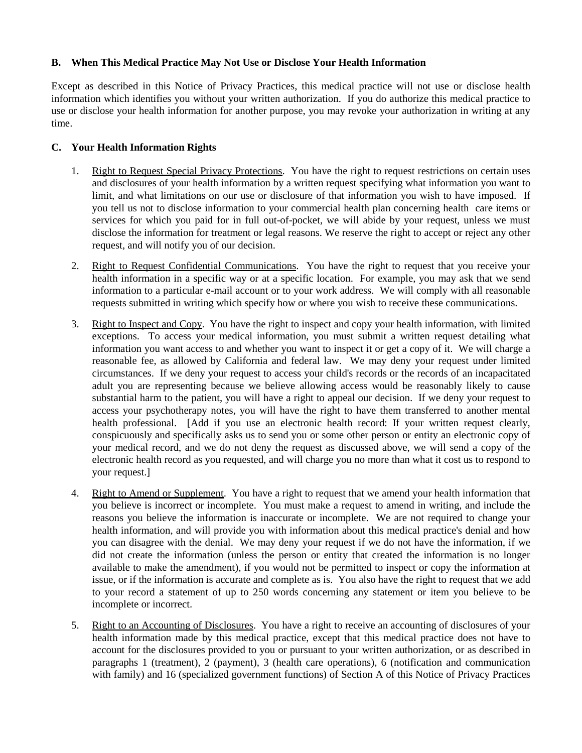### B. When This Medical Practice May Not Use or Disclose Your Health Information

Except as described in this Notice of Privacy Practices, this medical practice will not use or disclose health information which identifies you without your written authorization. If you do authorize this medical practice to use or disclose your health information for another purpose, you may revoke your authorization in writing at any time.

### C. Your Health Information Rights

1. Right to Request Special Privacy Protections. You have the right to request restrictions on certain uses and disclosures of your health information by a written request specifying what information you want to limit, and what limitations on our use or disclosure of that information you wish to have imposed. If you tell us not to disclose information to your commercial health plan concerning health care items or services for which you paid for in full out-of-pocket, we will abide by your request, unless we must disclose the information for treatment or legal reasons. We reserve the right to accept or reject any other request, and will notify you of our decision.

2. Right to Request Confidential Communications. You have the right to request that you receive your health information in a specific way or at a specific location. For example, you may ask that we send information to a particular e-mail account or to your work address. We will comply with all reasonable requests submitted in writing which specify how or where you wish to receive these communications.

3. Right to Inspect and Copy. You have the right to inspect and copy your health information, with limited exceptions. To access your medical information, you must submit a written request detailing what information you want access to and whether you want to inspect it or get a copy of it. We will charge a reasonable fee, as allowed by California and federal law. We may deny your request under limited circumstances. If we deny your request to access your child's records or the records of an incapacitated adult you are representing because we believe allowing access would be reasonably likely to cause substantial harm to the patient, you will have a right to appeal our decision. If we deny your request to access your psychotherapy notes, you will have the right to have them transferred to another mental health professional. [Add if you use an electronic health record: If your written request clearly, conspicuously and specifically asks us to send you or some other person or entity an electronic copy of your medical record, and we do not deny the request as discussed above, we will send a copy of the electronic health record as you requested, and will charge you no more than what it cost us to respond to your request.]

4. Right to Amend or Supplement. You have a right to request that we amend your health information that you believe is incorrect or incomplete. You must make a request to amend in writing, and include the reasons you believe the information is inaccurate or incomplete. We are not required to change your health information, and will provide you with information about this medical practice's denial and how you can disagree with the denial. We may deny your request if we do not have the information, if we did not create the information (unless the person or entity that created the information is no longer available to make the amendment), if you would not be permitted to inspect or copy the information at issue, or if the information is accurate and complete as is. You also have the right to request that we add to your record a statement of up to 250 words concerning any statement or item you believe to be incomplete or incorrect.

5. Right to an Accounting of Disclosures. You have a right to receive an accounting of disclosures of your health information made by this medical practice, except that this medical practice does not have to account for the disclosures provided to you or pursuant to your written authorization, or as described in paragraphs 1 (treatment), 2 (payment), 3 (health care operations), 6 (notification and communication with family) and 16 (specialized government functions) of Section A of this Notice of Privacy Practices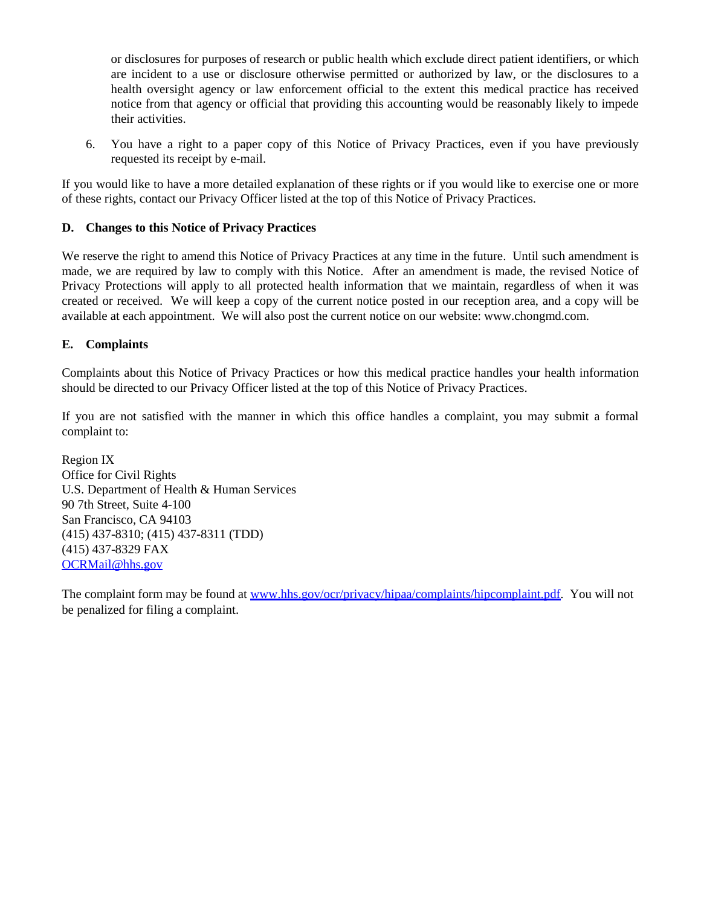or disclosures for purposes of research or public health which exclude direct patient identifiers, or which are incident to a use or disclosure otherwise permitted or authorized by law, or the disclosures to a health oversight agency or law enforcement official to the extent this medical practice has received notice from that agency or official that providing this accounting would be reasonably likely to impede their activities.

6. You have a right to a paper copy of this Notice of Privacy Practices, even if you have previously requested its receipt by e-mail.

If you would like to have a more detailed explanation of these rights or if you would like to exercise one or more of these rights, contact our Privacy Officer listed at the top of this Notice of Privacy Practices.

### D. Changes to this Notice of Privacy Practices

We reserve the right to amend this Notice of Privacy Practices at any time in the future. Until such amendment is made, we are required by law to comply with this Notice. After an amendment is made, the revised Notice of Privacy Protections will apply to all protected health information that we maintain, regardless of when it was created or received. We will keep a copy of the current notice posted in our reception area, and a copy will be available at each appointment. We will also post the current notice on our website: www.chongmd.com.

### E. Complaints

Complaints about this Notice of Privacy Practices or how this medical practice handles your health information should be directed to our Privacy Officer listed at the top of this Notice of Privacy Practices.

If you are not satisfied with the manner in which this office handles a complaint, you may submit a formal complaint to:

Region IX
Office for Civil Rights
U.S. Department of Health & Human Services
90 7th Street, Suite 4-100
San Francisco, CA 94103
(415) 437-8310; (415) 437-8311 (TDD)
(415) 437-8329 FAX
OCRMail@hhs.gov

The complaint form may be found at www.hhs.gov/ocr/privacy/hipaa/complaints/hipcomplaint.pdf. You will not be penalized for filing a complaint.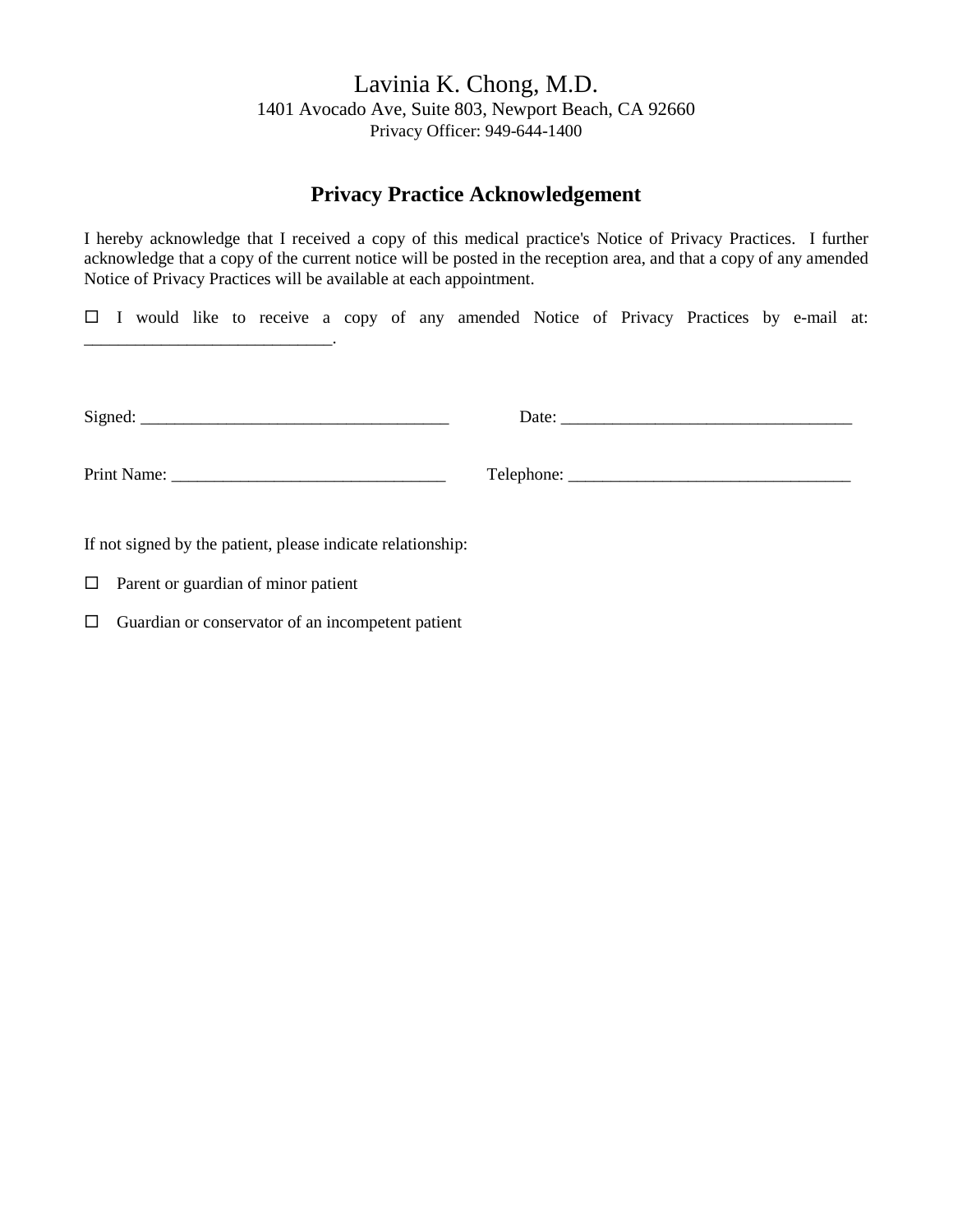Lavinia K. Chong, M.D.
1401 Avocado Ave, Suite 803, Newport Beach, CA 92660
Privacy Officer: 949-644-1400

## Privacy Practice Acknowledgement

I hereby acknowledge that I received a copy of this medical practice's Notice of Privacy Practices. I further acknowledge that a copy of the current notice will be posted in the reception area, and that a copy of any amended Notice of Privacy Practices will be available at each appointment.

☐ I would like to receive a copy of any amended Notice of Privacy Practices by e-mail at: ____________________________.

Signed: ___________________________________ Date: _________________________________

Print Name: _______________________________ Telephone: ________________________________

If not signed by the patient, please indicate relationship:

☐ Parent or guardian of minor patient

☐ Guardian or conservator of an incompetent patient